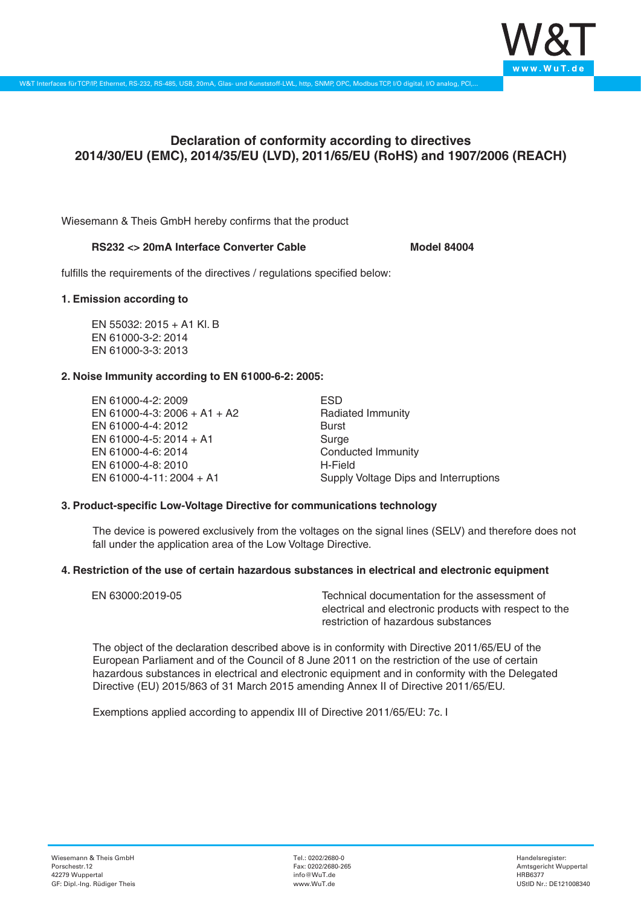# Declaration of conformity according to directives 2014/30/EU (EMC), 2014/35/EU (LVD), 2011/65/EU (RoHS) and 1907/2006 (REACH)

Wiesemann & Theis GmbH hereby confirms that the product

**RS232 <> 20mA Interface Converter Cable** **Model 84004**

fulfills the requirements of the directives / regulations specified below:

### 1. Emission according to

EN 55032: 2015 + A1 Kl. B
EN 61000-3-2: 2014
EN 61000-3-3: 2013

### 2. Noise Immunity according to EN 61000-6-2: 2005:

| | |
|---|---|
| EN 61000-4-2: 2009 | ESD |
| EN 61000-4-3: 2006 + A1 + A2 | Radiated Immunity |
| EN 61000-4-4: 2012 | Burst |
| EN 61000-4-5: 2014 + A1 | Surge |
| EN 61000-4-6: 2014 | Conducted Immunity |
| EN 61000-4-8: 2010 | H-Field |
| EN 61000-4-11: 2004 + A1 | Supply Voltage Dips and Interruptions |

### 3. Product-specific Low-Voltage Directive for communications technology

The device is powered exclusively from the voltages on the signal lines (SELV) and therefore does not fall under the application area of the Low Voltage Directive.

### 4. Restriction of the use of certain hazardous substances in electrical and electronic equipment

| | |
|---|---|
| EN 63000:2019-05 | Technical documentation for the assessment of electrical and electronic products with respect to the restriction of hazardous substances |

The object of the declaration described above is in conformity with Directive 2011/65/EU of the European Parliament and of the Council of 8 June 2011 on the restriction of the use of certain hazardous substances in electrical and electronic equipment and in conformity with the Delegated Directive (EU) 2015/863 of 31 March 2015 amending Annex II of Directive 2011/65/EU.

Exemptions applied according to appendix III of Directive 2011/65/EU: 7c. I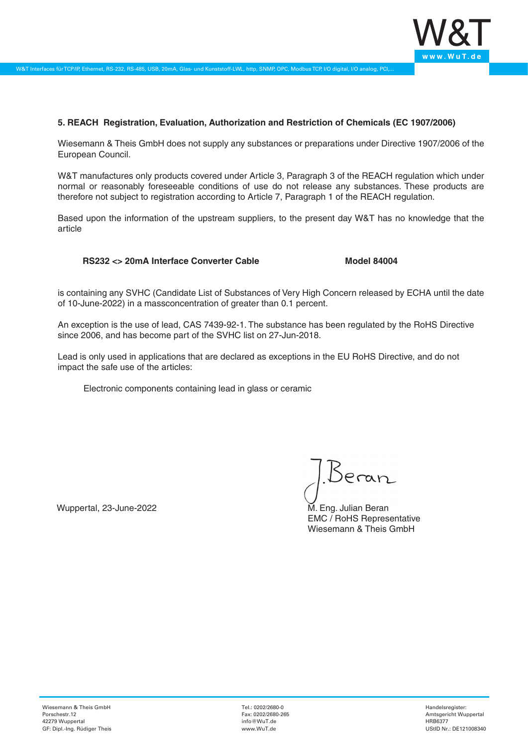## 5. REACH Registration, Evaluation, Authorization and Restriction of Chemicals (EC 1907/2006)

Wiesemann & Theis GmbH does not supply any substances or preparations under Directive 1907/2006 of the European Council.

W&T manufactures only products covered under Article 3, Paragraph 3 of the REACH regulation which under normal or reasonably foreseeable conditions of use do not release any substances. These products are therefore not subject to registration according to Article 7, Paragraph 1 of the REACH regulation.

Based upon the information of the upstream suppliers, to the present day W&T has no knowledge that the article

**RS232 <> 20mA Interface Converter Cable** **Model 84004**

is containing any SVHC (Candidate List of Substances of Very High Concern released by ECHA until the date of 10-June-2022) in a massconcentration of greater than 0.1 percent.

An exception is the use of lead, CAS 7439-92-1. The substance has been regulated by the RoHS Directive since 2006, and has become part of the SVHC list on 27-Jun-2018.

Lead is only used in applications that are declared as exceptions in the EU RoHS Directive, and do not impact the safe use of the articles:

Electronic components containing lead in glass or ceramic

Wuppertal, 23-June-2022

J. Beran

M. Eng. Julian Beran
EMC / RoHS Representative
Wiesemann & Theis GmbH